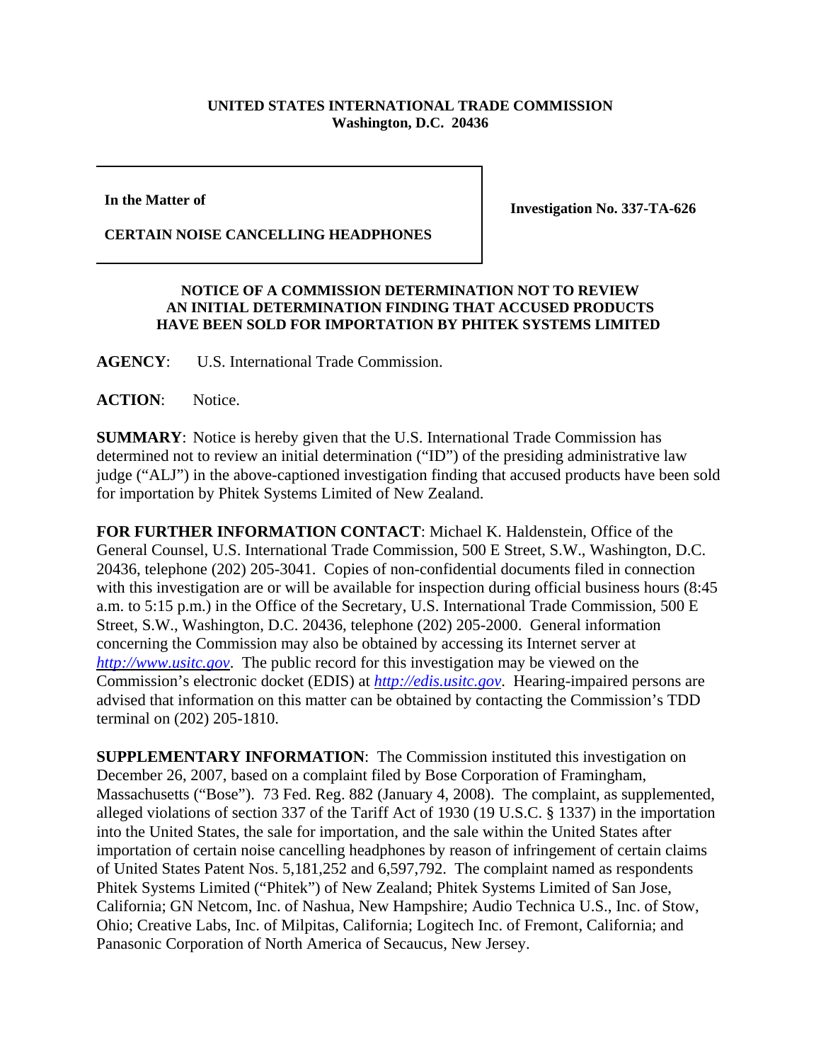**UNITED STATES INTERNATIONAL TRADE COMMISSION**
**Washington, D.C. 20436**

| **In the Matter of** <br><br> **CERTAIN NOISE CANCELLING HEADPHONES** | **Investigation No. 337-TA-626** |
|---|---|

**NOTICE OF A COMMISSION DETERMINATION NOT TO REVIEW AN INITIAL DETERMINATION FINDING THAT ACCUSED PRODUCTS HAVE BEEN SOLD FOR IMPORTATION BY PHITEK SYSTEMS LIMITED**

**AGENCY**: U.S. International Trade Commission.

**ACTION**: Notice.

**SUMMARY**: Notice is hereby given that the U.S. International Trade Commission has determined not to review an initial determination ("ID") of the presiding administrative law judge ("ALJ") in the above-captioned investigation finding that accused products have been sold for importation by Phitek Systems Limited of New Zealand.

**FOR FURTHER INFORMATION CONTACT**: Michael K. Haldenstein, Office of the General Counsel, U.S. International Trade Commission, 500 E Street, S.W., Washington, D.C. 20436, telephone (202) 205-3041. Copies of non-confidential documents filed in connection with this investigation are or will be available for inspection during official business hours (8:45 a.m. to 5:15 p.m.) in the Office of the Secretary, U.S. International Trade Commission, 500 E Street, S.W., Washington, D.C. 20436, telephone (202) 205-2000. General information concerning the Commission may also be obtained by accessing its Internet server at *http://www.usitc.gov*. The public record for this investigation may be viewed on the Commission's electronic docket (EDIS) at *http://edis.usitc.gov*. Hearing-impaired persons are advised that information on this matter can be obtained by contacting the Commission's TDD terminal on (202) 205-1810.

**SUPPLEMENTARY INFORMATION**: The Commission instituted this investigation on December 26, 2007, based on a complaint filed by Bose Corporation of Framingham, Massachusetts ("Bose"). 73 Fed. Reg. 882 (January 4, 2008). The complaint, as supplemented, alleged violations of section 337 of the Tariff Act of 1930 (19 U.S.C. § 1337) in the importation into the United States, the sale for importation, and the sale within the United States after importation of certain noise cancelling headphones by reason of infringement of certain claims of United States Patent Nos. 5,181,252 and 6,597,792. The complaint named as respondents Phitek Systems Limited ("Phitek") of New Zealand; Phitek Systems Limited of San Jose, California; GN Netcom, Inc. of Nashua, New Hampshire; Audio Technica U.S., Inc. of Stow, Ohio; Creative Labs, Inc. of Milpitas, California; Logitech Inc. of Fremont, California; and Panasonic Corporation of North America of Secaucus, New Jersey.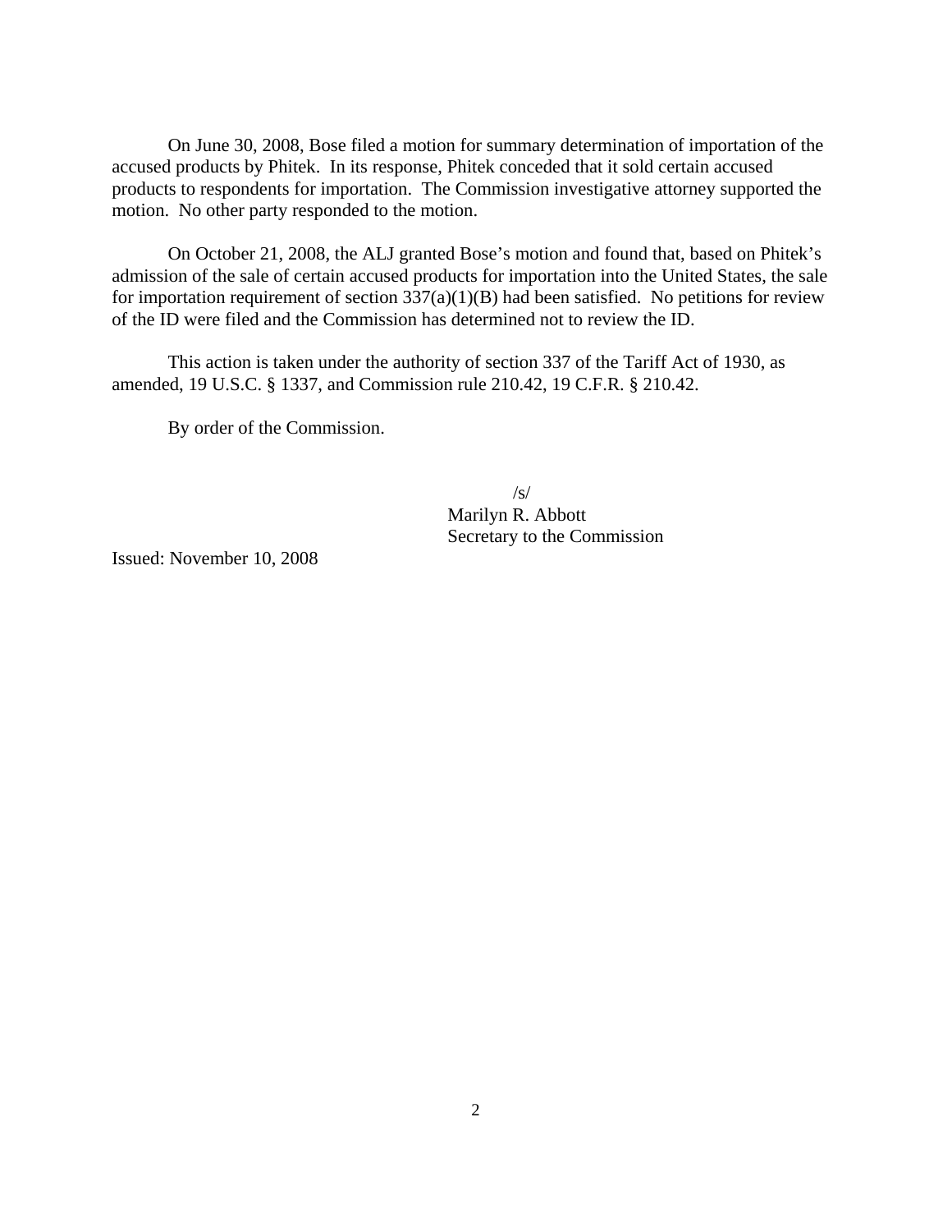On June 30, 2008, Bose filed a motion for summary determination of importation of the accused products by Phitek. In its response, Phitek conceded that it sold certain accused products to respondents for importation. The Commission investigative attorney supported the motion. No other party responded to the motion.

On October 21, 2008, the ALJ granted Bose's motion and found that, based on Phitek's admission of the sale of certain accused products for importation into the United States, the sale for importation requirement of section 337(a)(1)(B) had been satisfied. No petitions for review of the ID were filed and the Commission has determined not to review the ID.

This action is taken under the authority of section 337 of the Tariff Act of 1930, as amended, 19 U.S.C. § 1337, and Commission rule 210.42, 19 C.F.R. § 210.42.

By order of the Commission.

/s/
Marilyn R. Abbott
Secretary to the Commission

Issued: November 10, 2008